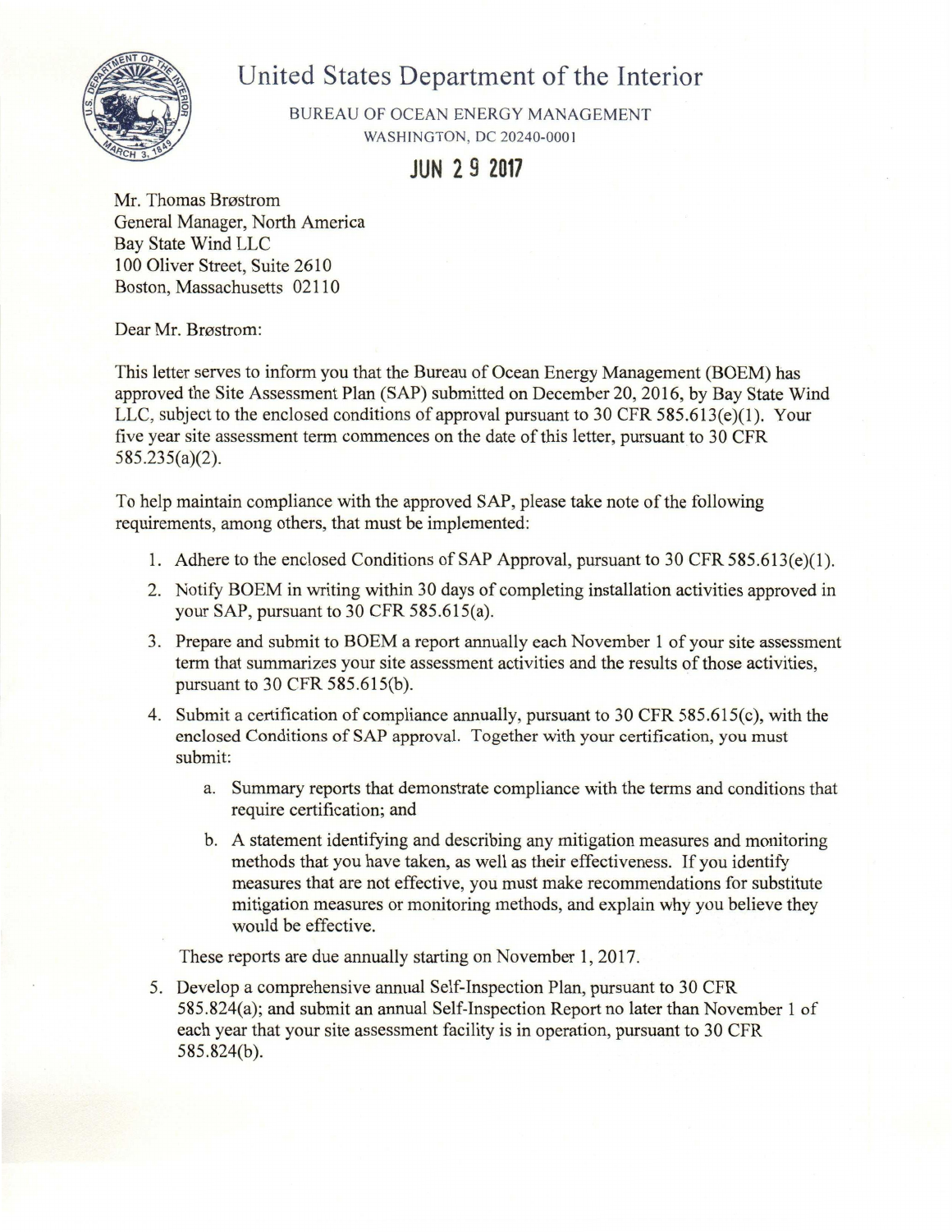# United States Department of the Interior

BUREAU OF OCEAN ENERGY MANAGEMENT
WASHINGTON, DC 20240-0001

**JUN 29 2017**

Mr. Thomas Brøstrom
General Manager, North America
Bay State Wind LLC
100 Oliver Street, Suite 2610
Boston, Massachusetts 02110

Dear Mr. Brøstrom:

This letter serves to inform you that the Bureau of Ocean Energy Management (BOEM) has approved the Site Assessment Plan (SAP) submitted on December 20, 2016, by Bay State Wind LLC, subject to the enclosed conditions of approval pursuant to 30 CFR 585.613(e)(1). Your five year site assessment term commences on the date of this letter, pursuant to 30 CFR 585.235(a)(2).

To help maintain compliance with the approved SAP, please take note of the following requirements, among others, that must be implemented:

1. Adhere to the enclosed Conditions of SAP Approval, pursuant to 30 CFR 585.613(e)(1).
2. Notify BOEM in writing within 30 days of completing installation activities approved in your SAP, pursuant to 30 CFR 585.615(a).
3. Prepare and submit to BOEM a report annually each November 1 of your site assessment term that summarizes your site assessment activities and the results of those activities, pursuant to 30 CFR 585.615(b).
4. Submit a certification of compliance annually, pursuant to 30 CFR 585.615(c), with the enclosed Conditions of SAP approval. Together with your certification, you must submit:
    a. Summary reports that demonstrate compliance with the terms and conditions that require certification; and
    b. A statement identifying and describing any mitigation measures and monitoring methods that you have taken, as well as their effectiveness. If you identify measures that are not effective, you must make recommendations for substitute mitigation measures or monitoring methods, and explain why you believe they would be effective.

    These reports are due annually starting on November 1, 2017.
5. Develop a comprehensive annual Self-Inspection Plan, pursuant to 30 CFR 585.824(a); and submit an annual Self-Inspection Report no later than November 1 of each year that your site assessment facility is in operation, pursuant to 30 CFR 585.824(b).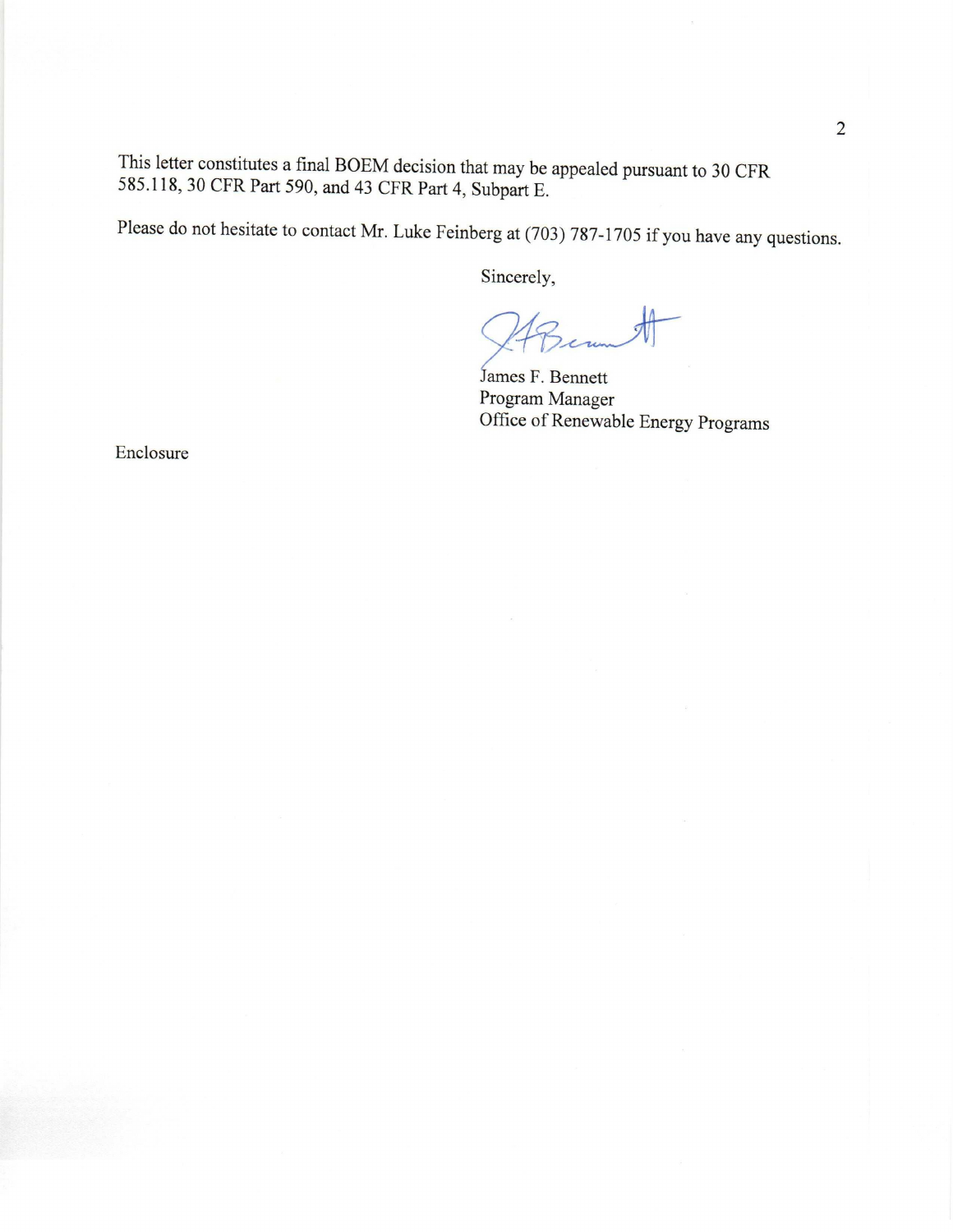This letter constitutes a final BOEM decision that may be appealed pursuant to 30 CFR 585.118, 30 CFR Part 590, and 43 CFR Part 4, Subpart E.

Please do not hesitate to contact Mr. Luke Feinberg at (703) 787-1705 if you have any questions.

Sincerely,

James F. Bennett
Program Manager
Office of Renewable Energy Programs

Enclosure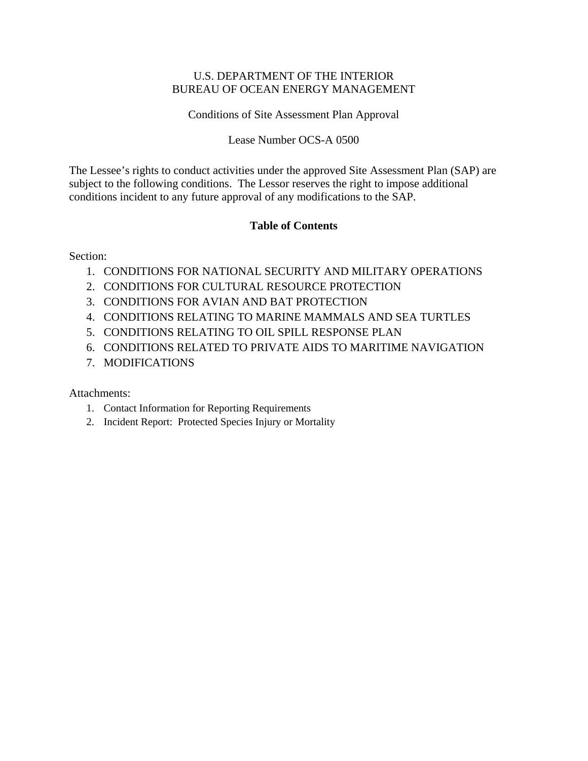U.S. DEPARTMENT OF THE INTERIOR
BUREAU OF OCEAN ENERGY MANAGEMENT

Conditions of Site Assessment Plan Approval

Lease Number OCS-A 0500

The Lessee's rights to conduct activities under the approved Site Assessment Plan (SAP) are subject to the following conditions. The Lessor reserves the right to impose additional conditions incident to any future approval of any modifications to the SAP.

**Table of Contents**

Section:

1. CONDITIONS FOR NATIONAL SECURITY AND MILITARY OPERATIONS
2. CONDITIONS FOR CULTURAL RESOURCE PROTECTION
3. CONDITIONS FOR AVIAN AND BAT PROTECTION
4. CONDITIONS RELATING TO MARINE MAMMALS AND SEA TURTLES
5. CONDITIONS RELATING TO OIL SPILL RESPONSE PLAN
6. CONDITIONS RELATED TO PRIVATE AIDS TO MARITIME NAVIGATION
7. MODIFICATIONS

Attachments:

1. Contact Information for Reporting Requirements
2. Incident Report: Protected Species Injury or Mortality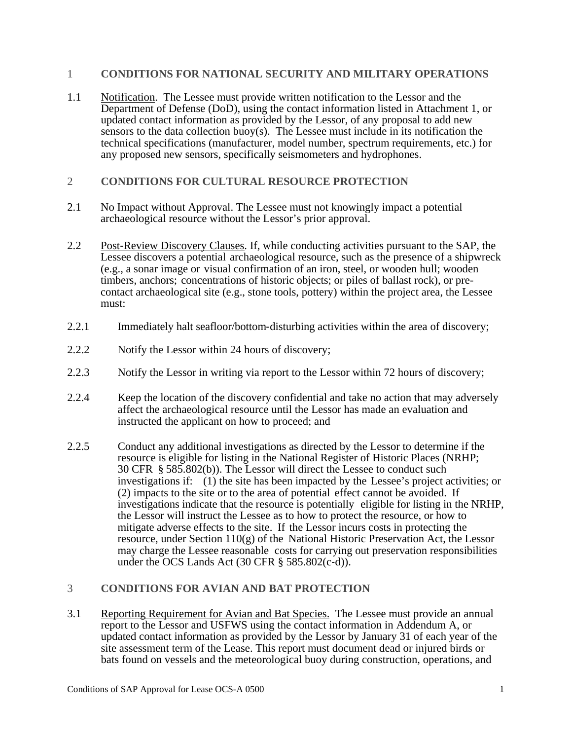## 1 CONDITIONS FOR NATIONAL SECURITY AND MILITARY OPERATIONS

1.1 Notification. The Lessee must provide written notification to the Lessor and the Department of Defense (DoD), using the contact information listed in Attachment 1, or updated contact information as provided by the Lessor, of any proposal to add new sensors to the data collection buoy(s). The Lessee must include in its notification the technical specifications (manufacturer, model number, spectrum requirements, etc.) for any proposed new sensors, specifically seismometers and hydrophones.

## 2 CONDITIONS FOR CULTURAL RESOURCE PROTECTION

2.1 No Impact without Approval. The Lessee must not knowingly impact a potential archaeological resource without the Lessor's prior approval.

2.2 Post-Review Discovery Clauses. If, while conducting activities pursuant to the SAP, the Lessee discovers a potential archaeological resource, such as the presence of a shipwreck (e.g., a sonar image or visual confirmation of an iron, steel, or wooden hull; wooden timbers, anchors; concentrations of historic objects; or piles of ballast rock), or pre-contact archaeological site (e.g., stone tools, pottery) within the project area, the Lessee must:

2.2.1 Immediately halt seafloor/bottom-disturbing activities within the area of discovery;

2.2.2 Notify the Lessor within 24 hours of discovery;

2.2.3 Notify the Lessor in writing via report to the Lessor within 72 hours of discovery;

2.2.4 Keep the location of the discovery confidential and take no action that may adversely affect the archaeological resource until the Lessor has made an evaluation and instructed the applicant on how to proceed; and

2.2.5 Conduct any additional investigations as directed by the Lessor to determine if the resource is eligible for listing in the National Register of Historic Places (NRHP; 30 CFR § 585.802(b)). The Lessor will direct the Lessee to conduct such investigations if: (1) the site has been impacted by the Lessee's project activities; or (2) impacts to the site or to the area of potential effect cannot be avoided. If investigations indicate that the resource is potentially eligible for listing in the NRHP, the Lessor will instruct the Lessee as to how to protect the resource, or how to mitigate adverse effects to the site. If the Lessor incurs costs in protecting the resource, under Section 110(g) of the National Historic Preservation Act, the Lessor may charge the Lessee reasonable costs for carrying out preservation responsibilities under the OCS Lands Act (30 CFR § 585.802(c-d)).

## 3 CONDITIONS FOR AVIAN AND BAT PROTECTION

3.1 Reporting Requirement for Avian and Bat Species. The Lessee must provide an annual report to the Lessor and USFWS using the contact information in Addendum A, or updated contact information as provided by the Lessor by January 31 of each year of the site assessment term of the Lease. This report must document dead or injured birds or bats found on vessels and the meteorological buoy during construction, operations, and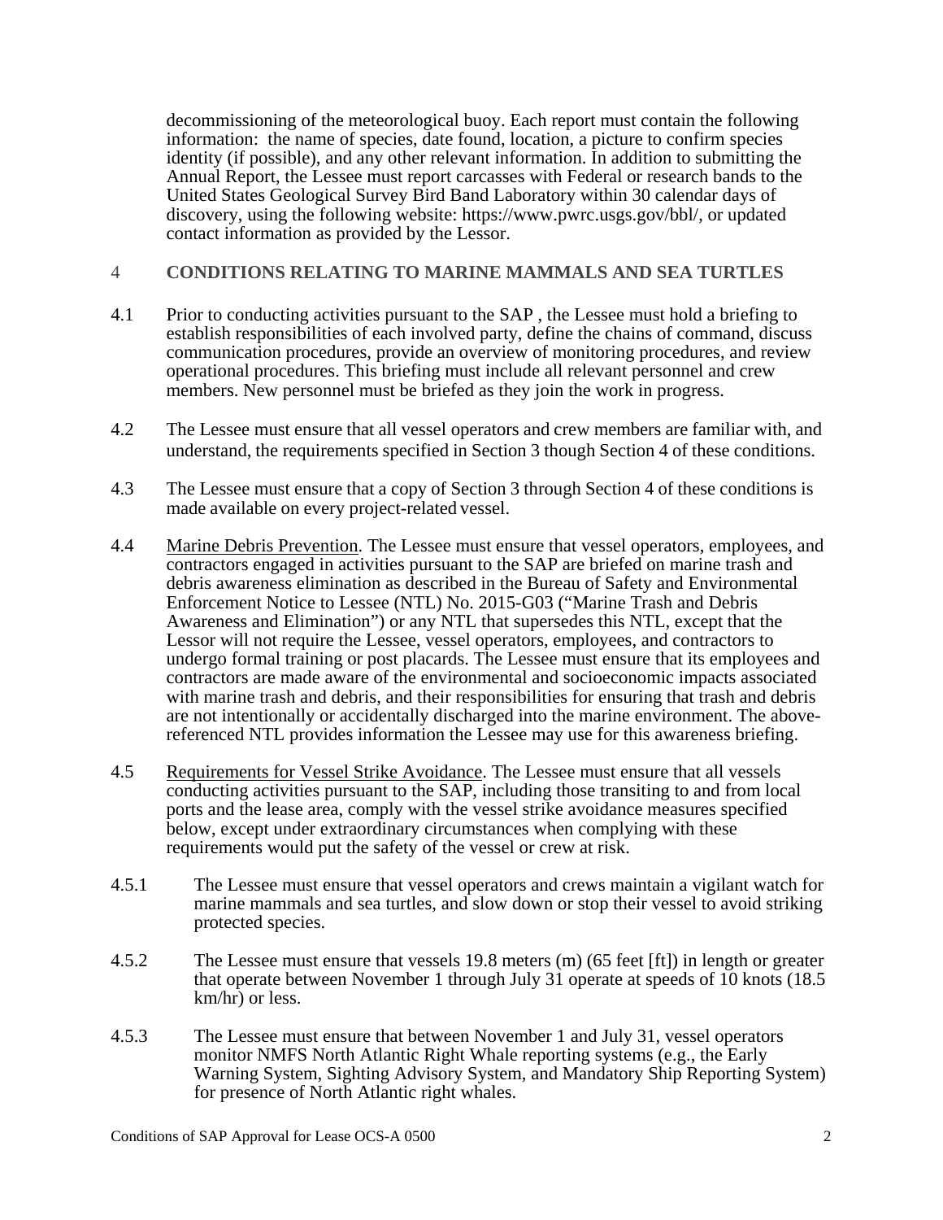decommissioning of the meteorological buoy. Each report must contain the following information: the name of species, date found, location, a picture to confirm species identity (if possible), and any other relevant information. In addition to submitting the Annual Report, the Lessee must report carcasses with Federal or research bands to the United States Geological Survey Bird Band Laboratory within 30 calendar days of discovery, using the following website: https://www.pwrc.usgs.gov/bbl/, or updated contact information as provided by the Lessor.

## 4 CONDITIONS RELATING TO MARINE MAMMALS AND SEA TURTLES

4.1 Prior to conducting activities pursuant to the SAP , the Lessee must hold a briefing to establish responsibilities of each involved party, define the chains of command, discuss communication procedures, provide an overview of monitoring procedures, and review operational procedures. This briefing must include all relevant personnel and crew members. New personnel must be briefed as they join the work in progress.

4.2 The Lessee must ensure that all vessel operators and crew members are familiar with, and understand, the requirements specified in Section 3 though Section 4 of these conditions.

4.3 The Lessee must ensure that a copy of Section 3 through Section 4 of these conditions is made available on every project-related vessel.

4.4 Marine Debris Prevention. The Lessee must ensure that vessel operators, employees, and contractors engaged in activities pursuant to the SAP are briefed on marine trash and debris awareness elimination as described in the Bureau of Safety and Environmental Enforcement Notice to Lessee (NTL) No. 2015-G03 ("Marine Trash and Debris Awareness and Elimination") or any NTL that supersedes this NTL, except that the Lessor will not require the Lessee, vessel operators, employees, and contractors to undergo formal training or post placards. The Lessee must ensure that its employees and contractors are made aware of the environmental and socioeconomic impacts associated with marine trash and debris, and their responsibilities for ensuring that trash and debris are not intentionally or accidentally discharged into the marine environment. The above-referenced NTL provides information the Lessee may use for this awareness briefing.

4.5 Requirements for Vessel Strike Avoidance. The Lessee must ensure that all vessels conducting activities pursuant to the SAP, including those transiting to and from local ports and the lease area, comply with the vessel strike avoidance measures specified below, except under extraordinary circumstances when complying with these requirements would put the safety of the vessel or crew at risk.

4.5.1 The Lessee must ensure that vessel operators and crews maintain a vigilant watch for marine mammals and sea turtles, and slow down or stop their vessel to avoid striking protected species.

4.5.2 The Lessee must ensure that vessels 19.8 meters (m) (65 feet [ft]) in length or greater that operate between November 1 through July 31 operate at speeds of 10 knots (18.5 km/hr) or less.

4.5.3 The Lessee must ensure that between November 1 and July 31, vessel operators monitor NMFS North Atlantic Right Whale reporting systems (e.g., the Early Warning System, Sighting Advisory System, and Mandatory Ship Reporting System) for presence of North Atlantic right whales.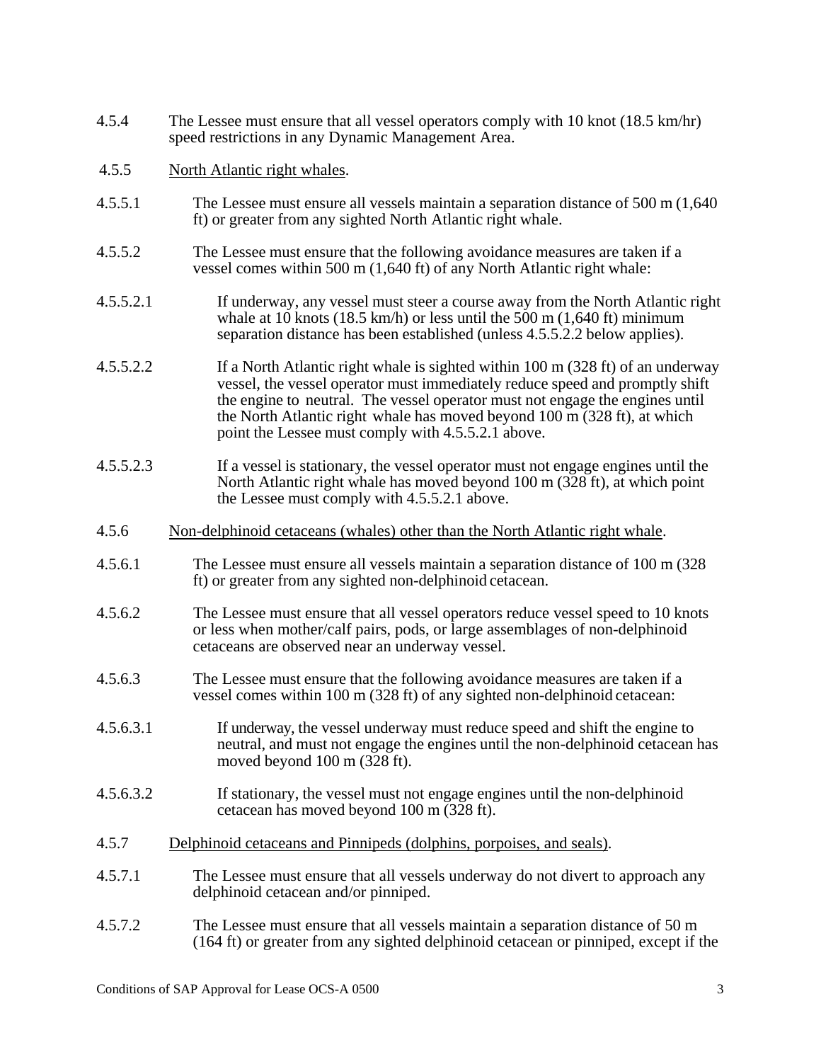4.5.4 The Lessee must ensure that all vessel operators comply with 10 knot (18.5 km/hr) speed restrictions in any Dynamic Management Area.

4.5.5 <u>North Atlantic right whales</u>.

4.5.5.1 The Lessee must ensure all vessels maintain a separation distance of 500 m (1,640 ft) or greater from any sighted North Atlantic right whale.

4.5.5.2 The Lessee must ensure that the following avoidance measures are taken if a vessel comes within 500 m (1,640 ft) of any North Atlantic right whale:

4.5.5.2.1 If underway, any vessel must steer a course away from the North Atlantic right whale at 10 knots (18.5 km/h) or less until the 500 m (1,640 ft) minimum separation distance has been established (unless 4.5.5.2.2 below applies).

4.5.5.2.2 If a North Atlantic right whale is sighted within 100 m (328 ft) of an underway vessel, the vessel operator must immediately reduce speed and promptly shift the engine to neutral. The vessel operator must not engage the engines until the North Atlantic right whale has moved beyond 100 m (328 ft), at which point the Lessee must comply with 4.5.5.2.1 above.

4.5.5.2.3 If a vessel is stationary, the vessel operator must not engage engines until the North Atlantic right whale has moved beyond 100 m (328 ft), at which point the Lessee must comply with 4.5.5.2.1 above.

4.5.6 <u>Non-delphinoid cetaceans (whales) other than the North Atlantic right whale</u>.

4.5.6.1 The Lessee must ensure all vessels maintain a separation distance of 100 m (328 ft) or greater from any sighted non-delphinoid cetacean.

4.5.6.2 The Lessee must ensure that all vessel operators reduce vessel speed to 10 knots or less when mother/calf pairs, pods, or large assemblages of non-delphinoid cetaceans are observed near an underway vessel.

4.5.6.3 The Lessee must ensure that the following avoidance measures are taken if a vessel comes within 100 m (328 ft) of any sighted non-delphinoid cetacean:

4.5.6.3.1 If underway, the vessel underway must reduce speed and shift the engine to neutral, and must not engage the engines until the non-delphinoid cetacean has moved beyond 100 m (328 ft).

4.5.6.3.2 If stationary, the vessel must not engage engines until the non-delphinoid cetacean has moved beyond 100 m (328 ft).

4.5.7 <u>Delphinoid cetaceans and Pinnipeds (dolphins, porpoises, and seals)</u>.

4.5.7.1 The Lessee must ensure that all vessels underway do not divert to approach any delphinoid cetacean and/or pinniped.

4.5.7.2 The Lessee must ensure that all vessels maintain a separation distance of 50 m (164 ft) or greater from any sighted delphinoid cetacean or pinniped, except if the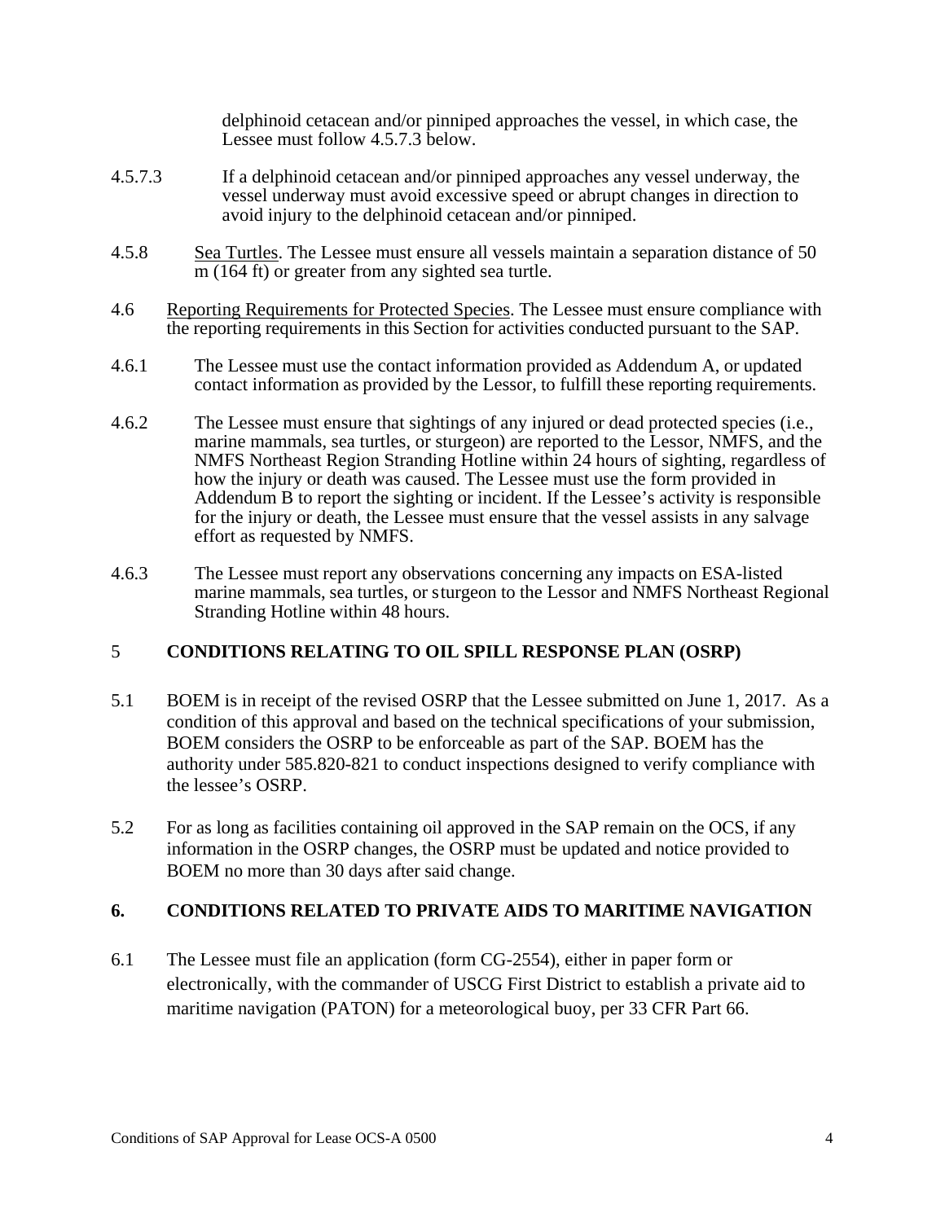delphinoid cetacean and/or pinniped approaches the vessel, in which case, the Lessee must follow 4.5.7.3 below.

4.5.7.3 If a delphinoid cetacean and/or pinniped approaches any vessel underway, the vessel underway must avoid excessive speed or abrupt changes in direction to avoid injury to the delphinoid cetacean and/or pinniped.

4.5.8 Sea Turtles. The Lessee must ensure all vessels maintain a separation distance of 50 m (164 ft) or greater from any sighted sea turtle.

4.6 Reporting Requirements for Protected Species. The Lessee must ensure compliance with the reporting requirements in this Section for activities conducted pursuant to the SAP.

4.6.1 The Lessee must use the contact information provided as Addendum A, or updated contact information as provided by the Lessor, to fulfill these reporting requirements.

4.6.2 The Lessee must ensure that sightings of any injured or dead protected species (i.e., marine mammals, sea turtles, or sturgeon) are reported to the Lessor, NMFS, and the NMFS Northeast Region Stranding Hotline within 24 hours of sighting, regardless of how the injury or death was caused. The Lessee must use the form provided in Addendum B to report the sighting or incident. If the Lessee's activity is responsible for the injury or death, the Lessee must ensure that the vessel assists in any salvage effort as requested by NMFS.

4.6.3 The Lessee must report any observations concerning any impacts on ESA-listed marine mammals, sea turtles, or sturgeon to the Lessor and NMFS Northeast Regional Stranding Hotline within 48 hours.

## 5 CONDITIONS RELATING TO OIL SPILL RESPONSE PLAN (OSRP)

5.1 BOEM is in receipt of the revised OSRP that the Lessee submitted on June 1, 2017. As a condition of this approval and based on the technical specifications of your submission, BOEM considers the OSRP to be enforceable as part of the SAP. BOEM has the authority under 585.820-821 to conduct inspections designed to verify compliance with the lessee's OSRP.

5.2 For as long as facilities containing oil approved in the SAP remain on the OCS, if any information in the OSRP changes, the OSRP must be updated and notice provided to BOEM no more than 30 days after said change.

## 6. CONDITIONS RELATED TO PRIVATE AIDS TO MARITIME NAVIGATION

6.1 The Lessee must file an application (form CG-2554), either in paper form or electronically, with the commander of USCG First District to establish a private aid to maritime navigation (PATON) for a meteorological buoy, per 33 CFR Part 66.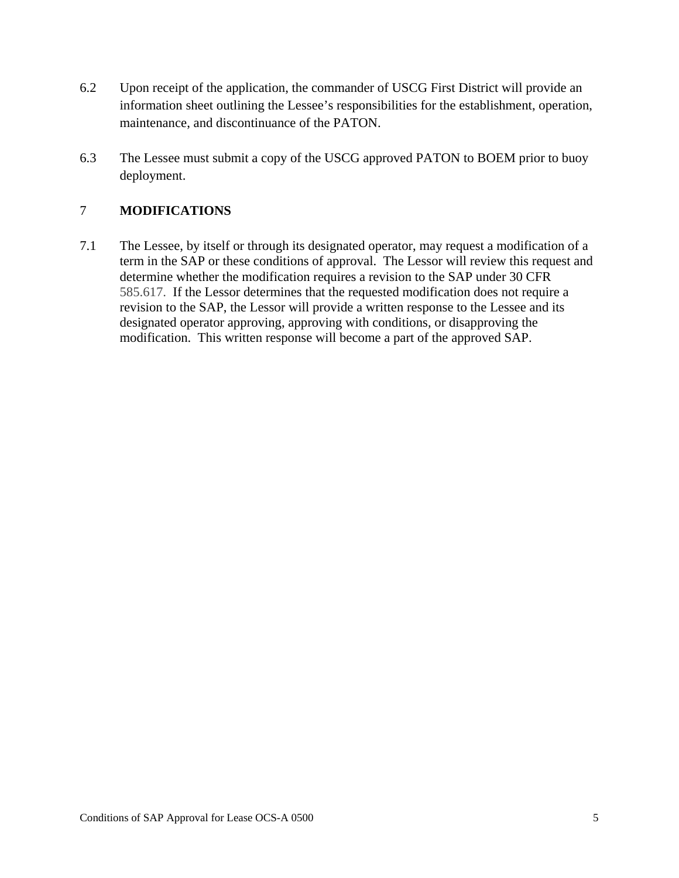6.2 Upon receipt of the application, the commander of USCG First District will provide an information sheet outlining the Lessee's responsibilities for the establishment, operation, maintenance, and discontinuance of the PATON.

6.3 The Lessee must submit a copy of the USCG approved PATON to BOEM prior to buoy deployment.

## 7 MODIFICATIONS

7.1 The Lessee, by itself or through its designated operator, may request a modification of a term in the SAP or these conditions of approval. The Lessor will review this request and determine whether the modification requires a revision to the SAP under 30 CFR 585.617. If the Lessor determines that the requested modification does not require a revision to the SAP, the Lessor will provide a written response to the Lessee and its designated operator approving, approving with conditions, or disapproving the modification. This written response will become a part of the approved SAP.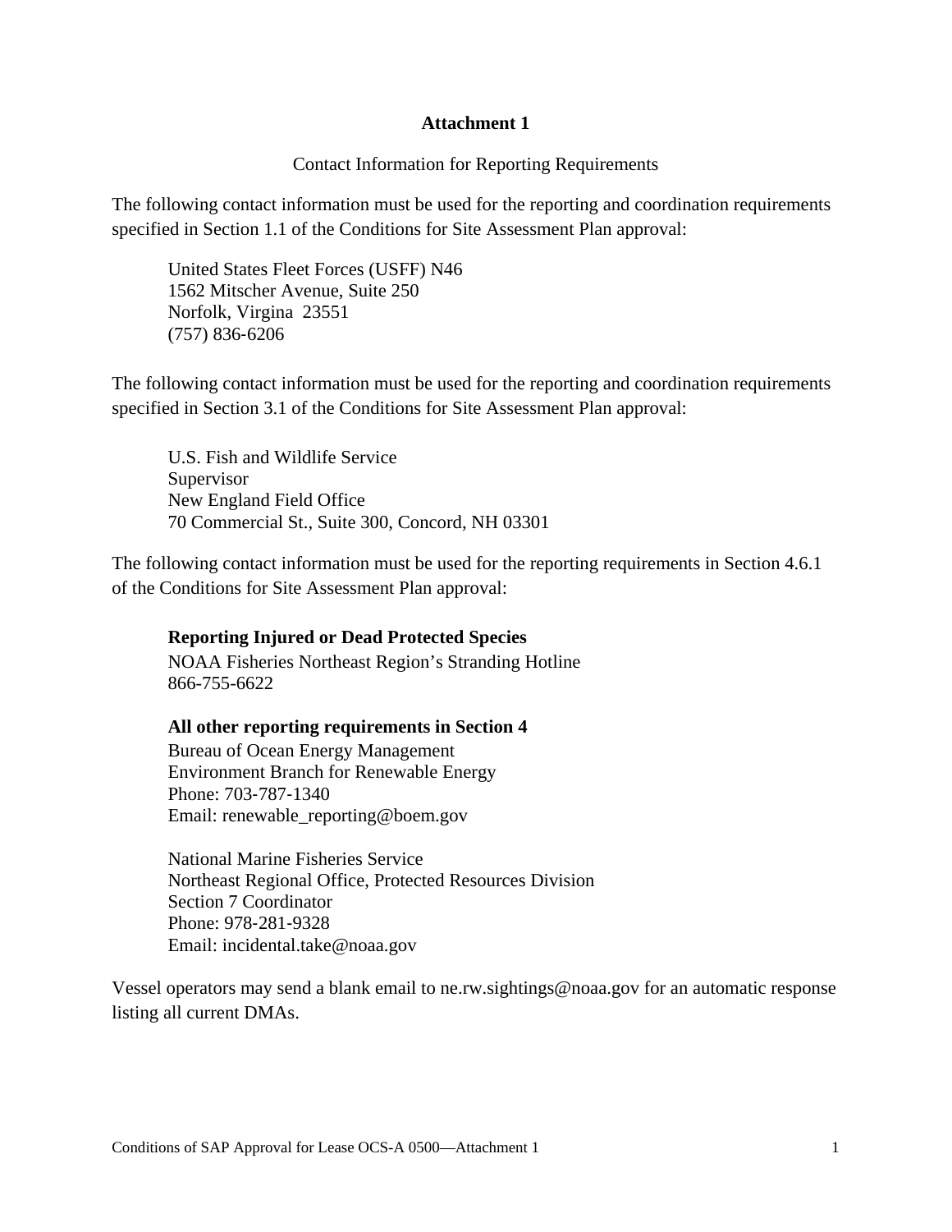# Attachment 1

Contact Information for Reporting Requirements

The following contact information must be used for the reporting and coordination requirements specified in Section 1.1 of the Conditions for Site Assessment Plan approval:

United States Fleet Forces (USFF) N46
1562 Mitscher Avenue, Suite 250
Norfolk, Virgina 23551
(757) 836-6206

The following contact information must be used for the reporting and coordination requirements specified in Section 3.1 of the Conditions for Site Assessment Plan approval:

U.S. Fish and Wildlife Service
Supervisor
New England Field Office
70 Commercial St., Suite 300, Concord, NH 03301

The following contact information must be used for the reporting requirements in Section 4.6.1 of the Conditions for Site Assessment Plan approval:

**Reporting Injured or Dead Protected Species**
NOAA Fisheries Northeast Region's Stranding Hotline
866-755-6622

**All other reporting requirements in Section 4**
Bureau of Ocean Energy Management
Environment Branch for Renewable Energy
Phone: 703-787-1340
Email: renewable_reporting@boem.gov

National Marine Fisheries Service
Northeast Regional Office, Protected Resources Division
Section 7 Coordinator
Phone: 978-281-9328
Email: incidental.take@noaa.gov

Vessel operators may send a blank email to ne.rw.sightings@noaa.gov for an automatic response listing all current DMAs.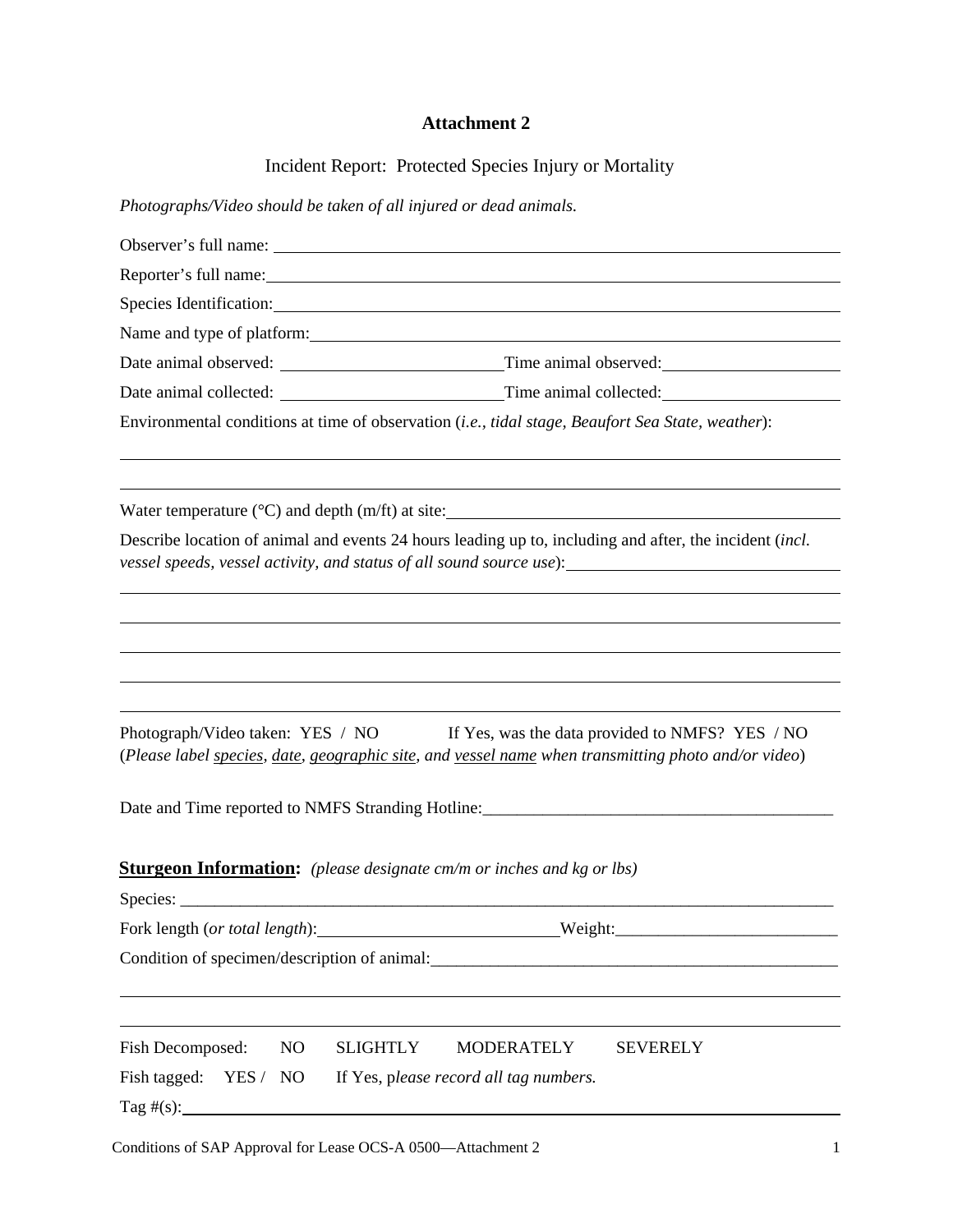## Attachment 2

Incident Report: Protected Species Injury or Mortality

*Photographs/Video should be taken of all injured or dead animals.*

Observer's full name: ______________________________________________

Reporter's full name: ______________________________________________

Species Identification: ______________________________________________

Name and type of platform: ______________________________________________

Date animal observed: ______________________ Time animal observed: ______________________

Date animal collected: ______________________ Time animal collected: ______________________

Environmental conditions at time of observation (*i.e., tidal stage, Beaufort Sea State, weather*):

______________________________________________

______________________________________________

Water temperature (°C) and depth (m/ft) at site: ______________________________________________

Describe location of animal and events 24 hours leading up to, including and after, the incident (*incl. vessel speeds, vessel activity, and status of all sound source use*): ______________________

______________________________________________

______________________________________________

______________________________________________

______________________________________________

______________________________________________

Photograph/Video taken: YES / NO If Yes, was the data provided to NMFS? YES / NO
(*Please label species, date, geographic site, and vessel name when transmitting photo and/or video*)

Date and Time reported to NMFS Stranding Hotline: ______________________________________________

**Sturgeon Information:** *(please designate cm/m or inches and kg or lbs)*

Species: ______________________________________________

Fork length (*or total length*): ______________________ Weight: ______________________

Condition of specimen/description of animal: ______________________________________________

______________________________________________

______________________________________________

Fish Decomposed: NO SLIGHTLY MODERATELY SEVERELY

Fish tagged: YES / NO If Yes, p*lease record all tag numbers.*

Tag #(s): ______________________________________________

Conditions of SAP Approval for Lease OCS-A 0500—Attachment 2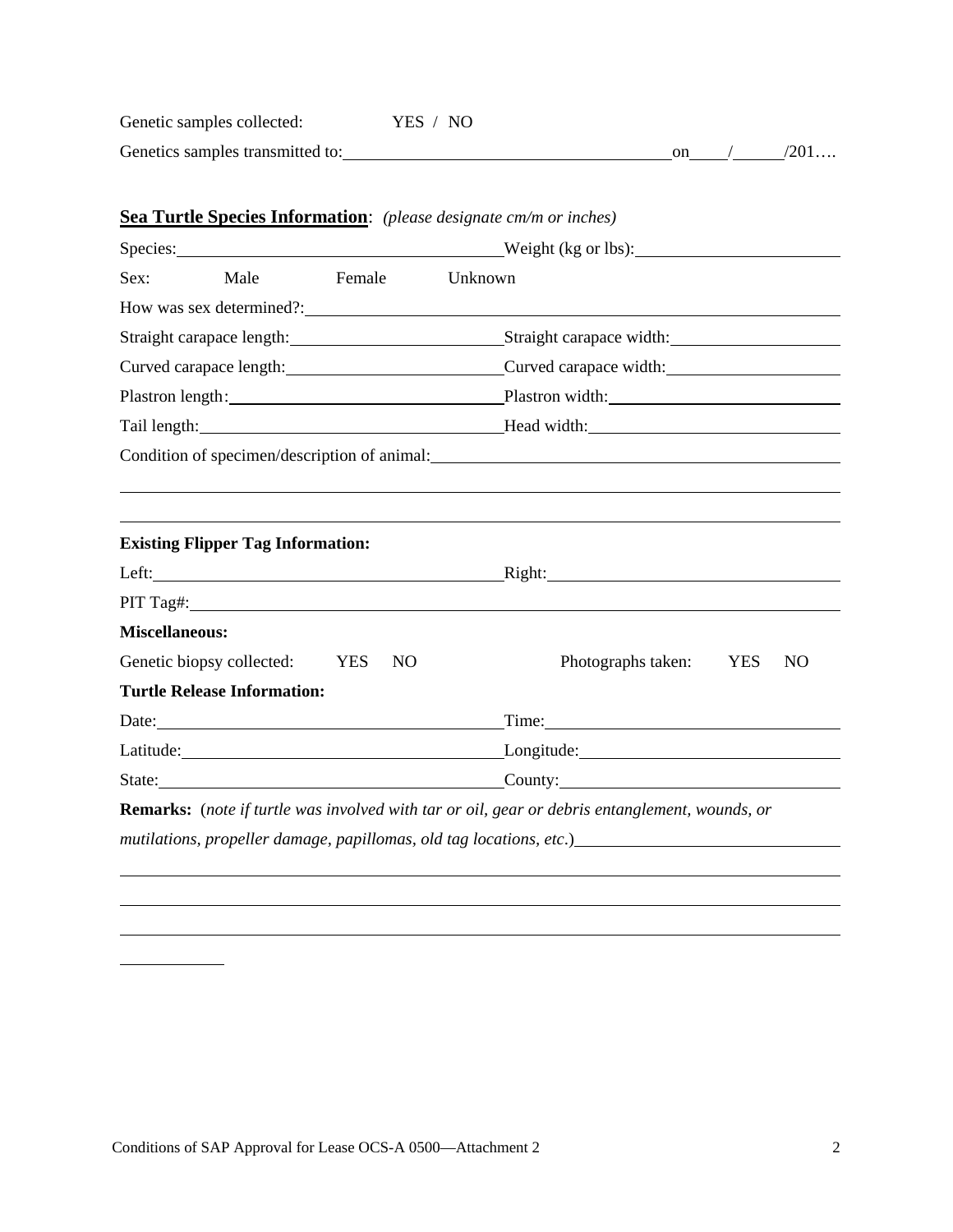Genetic samples collected: YES / NO

Genetics samples transmitted to: ______________________ on ____/_____/201….

**Sea Turtle Species Information**: *(please designate cm/m or inches)*

Species: ______________________ Weight (kg or lbs): ______________________

Sex: Male Female Unknown

How was sex determined?: ______________________

Straight carapace length: ______________________ Straight carapace width: ______________________

Curved carapace length: ______________________ Curved carapace width: ______________________

Plastron length: ______________________ Plastron width: ______________________

Tail length: ______________________ Head width: ______________________

Condition of specimen/description of animal: ______________________

______________________

______________________

**Existing Flipper Tag Information:**

Left: ______________________ Right: ______________________

PIT Tag#: ______________________

**Miscellaneous:**

Genetic biopsy collected: YES NO Photographs taken: YES NO

**Turtle Release Information:**

Date: ______________________ Time: ______________________

Latitude: ______________________ Longitude: ______________________

State: ______________________ County: ______________________

**Remarks:** (*note if turtle was involved with tar or oil, gear or debris entanglement, wounds, or mutilations, propeller damage, papillomas, old tag locations, etc*.) ______________________

______________________

______________________

______________________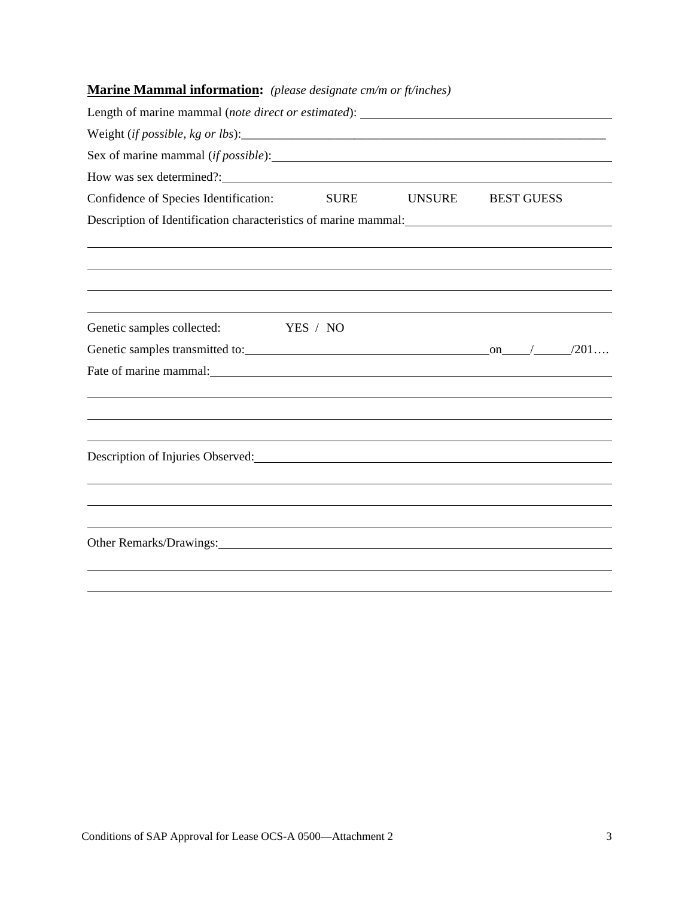**Marine Mammal information:** *(please designate cm/m or ft/inches)*

Length of marine mammal (*note direct or estimated*): ________________________________

Weight (*if possible, kg or lbs*):________________________________________________

Sex of marine mammal (*if possible*):____________________________________________

How was sex determined?:_____________________________________________________

Confidence of Species Identification: SURE UNSURE BEST GUESS

Description of Identification characteristics of marine mammal:__________________________

_______________________________________________________________________

_______________________________________________________________________

_______________________________________________________________________

_______________________________________________________________________

Genetic samples collected: YES / NO

Genetic samples transmitted to:________________________________on____/_____/201….

Fate of marine mammal:_______________________________________________________

_______________________________________________________________________

_______________________________________________________________________

_______________________________________________________________________

Description of Injuries Observed:______________________________________________

_______________________________________________________________________

_______________________________________________________________________

_______________________________________________________________________

Other Remarks/Drawings:_____________________________________________________

_______________________________________________________________________

_______________________________________________________________________

Conditions of SAP Approval for Lease OCS-A 0500—Attachment 2